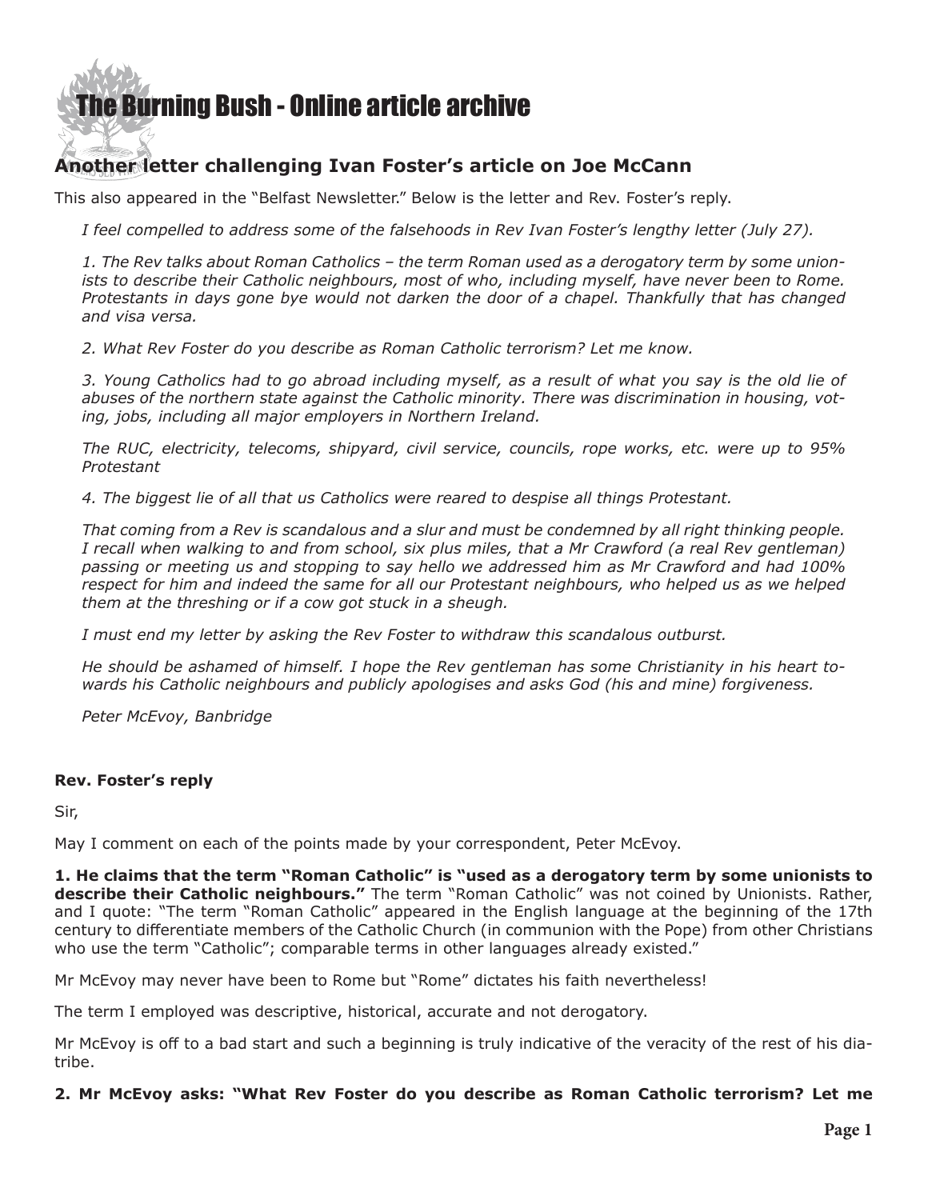# The Burning Bush - Online article archive

## Another letter challenging Ivan Foster's article on Joe McCann

This also appeared in the "Belfast Newsletter." Below is the letter and Rev. Foster's reply.

*I feel compelled to address some of the falsehoods in Rev Ivan Foster's lengthy letter (July 27).*

*1. The Rev talks about Roman Catholics – the term Roman used as a derogatory term by some unionists to describe their Catholic neighbours, most of who, including myself, have never been to Rome. Protestants in days gone bye would not darken the door of a chapel. Thankfully that has changed and visa versa.*

*2. What Rev Foster do you describe as Roman Catholic terrorism? Let me know.*

*3. Young Catholics had to go abroad including myself, as a result of what you say is the old lie of abuses of the northern state against the Catholic minority. There was discrimination in housing, voting, jobs, including all major employers in Northern Ireland.*

*The RUC, electricity, telecoms, shipyard, civil service, councils, rope works, etc. were up to 95% Protestant*

*4. The biggest lie of all that us Catholics were reared to despise all things Protestant.*

*That coming from a Rev is scandalous and a slur and must be condemned by all right thinking people. I recall when walking to and from school, six plus miles, that a Mr Crawford (a real Rev gentleman) passing or meeting us and stopping to say hello we addressed him as Mr Crawford and had 100% respect for him and indeed the same for all our Protestant neighbours, who helped us as we helped them at the threshing or if a cow got stuck in a sheugh.*

*I must end my letter by asking the Rev Foster to withdraw this scandalous outburst.*

*He should be ashamed of himself. I hope the Rev gentleman has some Christianity in his heart towards his Catholic neighbours and publicly apologises and asks God (his and mine) forgiveness.*

*Peter McEvoy, Banbridge*

**Rev. Foster's reply**

Sir,

May I comment on each of the points made by your correspondent, Peter McEvoy.

**1. He claims that the term "Roman Catholic" is "used as a derogatory term by some unionists to describe their Catholic neighbours."** The term "Roman Catholic" was not coined by Unionists. Rather, and I quote: "The term "Roman Catholic" appeared in the English language at the beginning of the 17th century to differentiate members of the Catholic Church (in communion with the Pope) from other Christians who use the term "Catholic"; comparable terms in other languages already existed."

Mr McEvoy may never have been to Rome but "Rome" dictates his faith nevertheless!

The term I employed was descriptive, historical, accurate and not derogatory.

Mr McEvoy is off to a bad start and such a beginning is truly indicative of the veracity of the rest of his diatribe.

**2. Mr McEvoy asks: "What Rev Foster do you describe as Roman Catholic terrorism? Let me**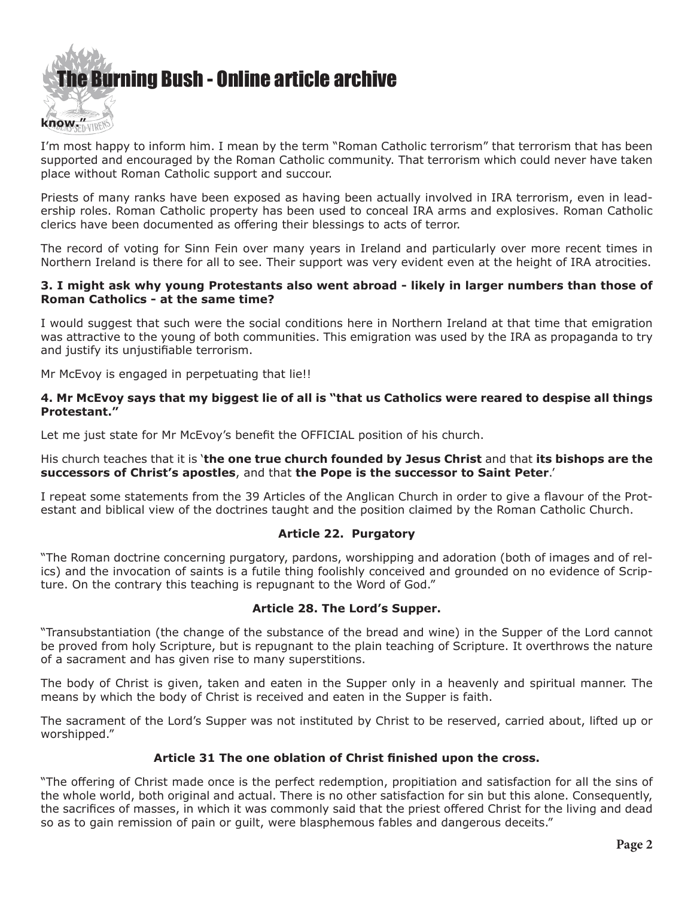**know."**

I'm most happy to inform him. I mean by the term "Roman Catholic terrorism" that terrorism that has been supported and encouraged by the Roman Catholic community. That terrorism which could never have taken place without Roman Catholic support and succour.

Priests of many ranks have been exposed as having been actually involved in IRA terrorism, even in leadership roles. Roman Catholic property has been used to conceal IRA arms and explosives. Roman Catholic clerics have been documented as offering their blessings to acts of terror.

The record of voting for Sinn Fein over many years in Ireland and particularly over more recent times in Northern Ireland is there for all to see. Their support was very evident even at the height of IRA atrocities.

**3. I might ask why young Protestants also went abroad - likely in larger numbers than those of Roman Catholics - at the same time?**

I would suggest that such were the social conditions here in Northern Ireland at that time that emigration was attractive to the young of both communities. This emigration was used by the IRA as propaganda to try and justify its unjustifiable terrorism.

Mr McEvoy is engaged in perpetuating that lie!!

**4. Mr McEvoy says that my biggest lie of all is "that us Catholics were reared to despise all things Protestant."**

Let me just state for Mr McEvoy's benefit the OFFICIAL position of his church.

His church teaches that it is '**the one true church founded by Jesus Christ** and that **its bishops are the successors of Christ's apostles**, and that **the Pope is the successor to Saint Peter**.'

I repeat some statements from the 39 Articles of the Anglican Church in order to give a flavour of the Protestant and biblical view of the doctrines taught and the position claimed by the Roman Catholic Church.

**Article 22. Purgatory**

"The Roman doctrine concerning purgatory, pardons, worshipping and adoration (both of images and of relics) and the invocation of saints is a futile thing foolishly conceived and grounded on no evidence of Scripture. On the contrary this teaching is repugnant to the Word of God."

**Article 28. The Lord's Supper.**

"Transubstantiation (the change of the substance of the bread and wine) in the Supper of the Lord cannot be proved from holy Scripture, but is repugnant to the plain teaching of Scripture. It overthrows the nature of a sacrament and has given rise to many superstitions.

The body of Christ is given, taken and eaten in the Supper only in a heavenly and spiritual manner. The means by which the body of Christ is received and eaten in the Supper is faith.

The sacrament of the Lord's Supper was not instituted by Christ to be reserved, carried about, lifted up or worshipped."

**Article 31 The one oblation of Christ finished upon the cross.**

"The offering of Christ made once is the perfect redemption, propitiation and satisfaction for all the sins of the whole world, both original and actual. There is no other satisfaction for sin but this alone. Consequently, the sacrifices of masses, in which it was commonly said that the priest offered Christ for the living and dead so as to gain remission of pain or guilt, were blasphemous fables and dangerous deceits."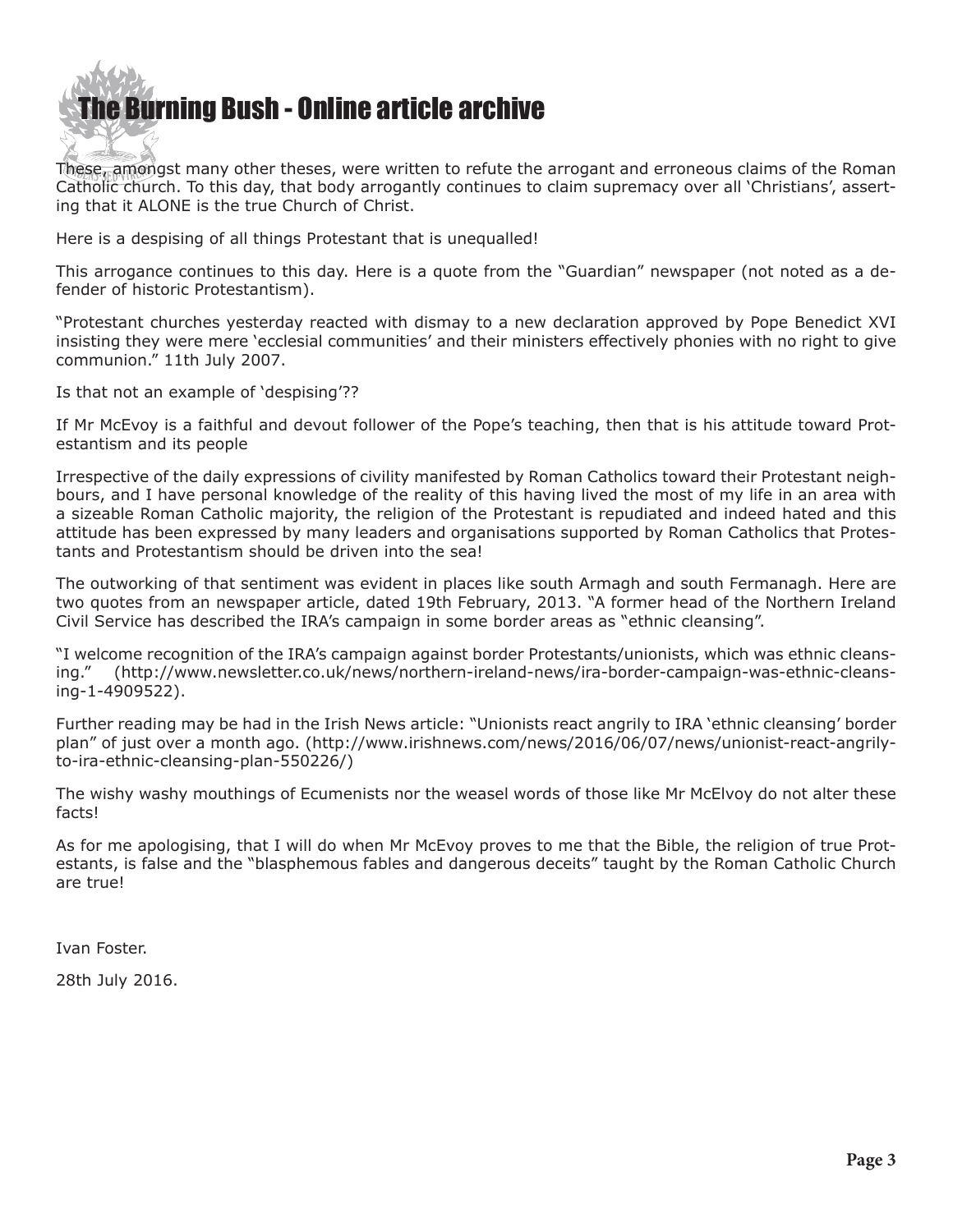These, amongst many other theses, were written to refute the arrogant and erroneous claims of the Roman Catholic church. To this day, that body arrogantly continues to claim supremacy over all 'Christians', asserting that it ALONE is the true Church of Christ.

Here is a despising of all things Protestant that is unequalled!

This arrogance continues to this day. Here is a quote from the "Guardian" newspaper (not noted as a defender of historic Protestantism).

"Protestant churches yesterday reacted with dismay to a new declaration approved by Pope Benedict XVI insisting they were mere 'ecclesial communities' and their ministers effectively phonies with no right to give communion." 11th July 2007.

Is that not an example of 'despising'??

If Mr McEvoy is a faithful and devout follower of the Pope's teaching, then that is his attitude toward Protestantism and its people

Irrespective of the daily expressions of civility manifested by Roman Catholics toward their Protestant neighbours, and I have personal knowledge of the reality of this having lived the most of my life in an area with a sizeable Roman Catholic majority, the religion of the Protestant is repudiated and indeed hated and this attitude has been expressed by many leaders and organisations supported by Roman Catholics that Protestants and Protestantism should be driven into the sea!

The outworking of that sentiment was evident in places like south Armagh and south Fermanagh. Here are two quotes from an newspaper article, dated 19th February, 2013. "A former head of the Northern Ireland Civil Service has described the IRA's campaign in some border areas as "ethnic cleansing".

"I welcome recognition of the IRA's campaign against border Protestants/unionists, which was ethnic cleansing." (http://www.newsletter.co.uk/news/northern-ireland-news/ira-border-campaign-was-ethnic-cleansing-1-4909522).

Further reading may be had in the Irish News article: "Unionists react angrily to IRA 'ethnic cleansing' border plan" of just over a month ago. (http://www.irishnews.com/news/2016/06/07/news/unionist-react-angrily-to-ira-ethnic-cleansing-plan-550226/)

The wishy washy mouthings of Ecumenists nor the weasel words of those like Mr McElvoy do not alter these facts!

As for me apologising, that I will do when Mr McEvoy proves to me that the Bible, the religion of true Protestants, is false and the "blasphemous fables and dangerous deceits" taught by the Roman Catholic Church are true!

Ivan Foster.

28th July 2016.